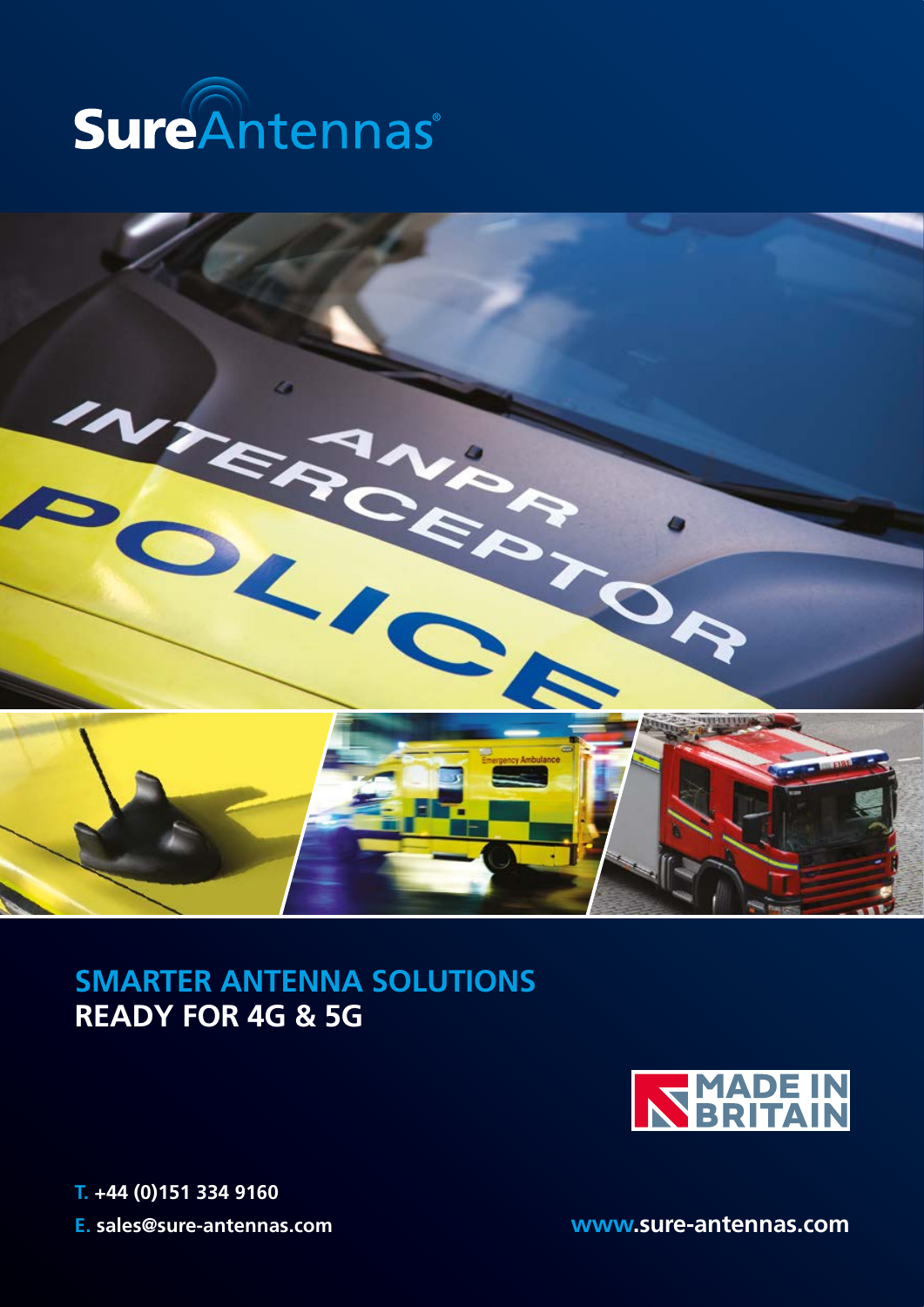# SureAntennas®

## SMARTER ANTENNA SOLUTIONS
## READY FOR 4G & 5G

MADE IN BRITAIN

**T.** +44 (0)151 334 9160

**E.** sales@sure-antennas.com

www.sure-antennas.com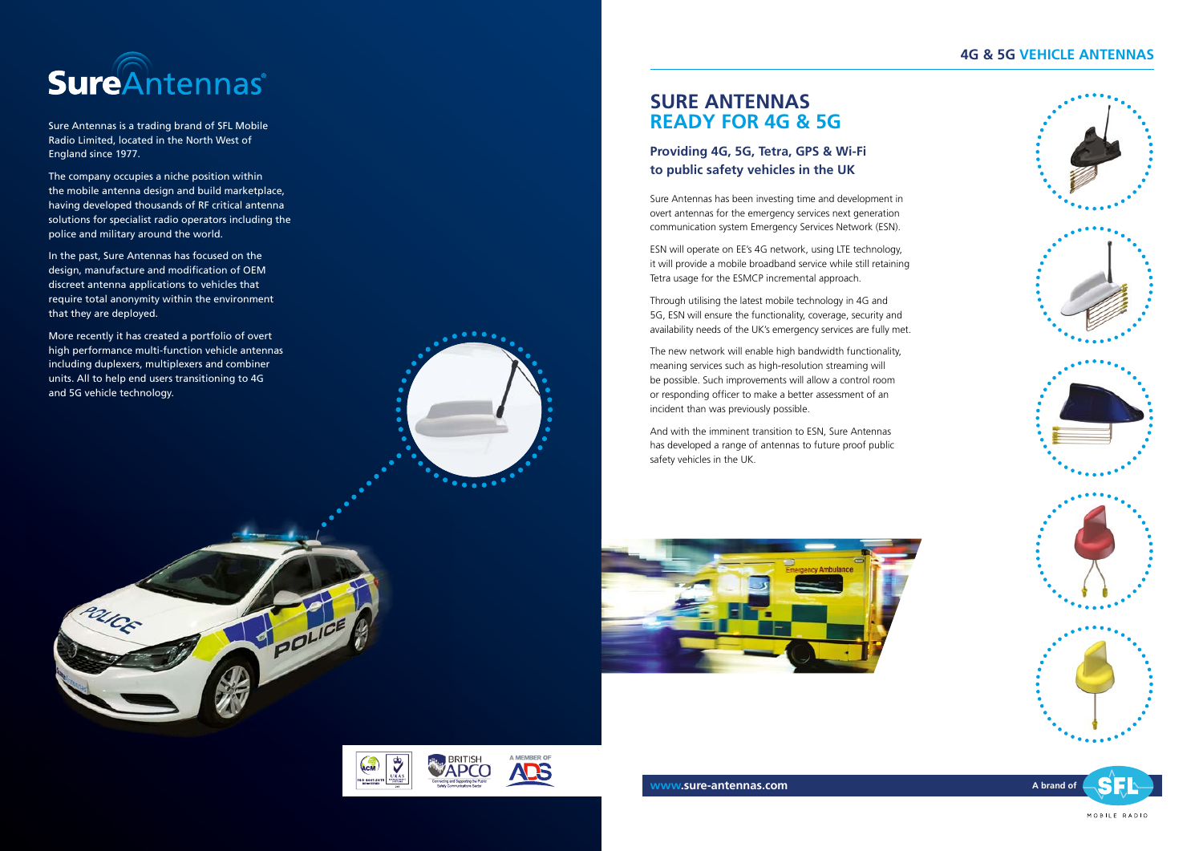# SureAntennas®

Sure Antennas is a trading brand of SFL Mobile Radio Limited, located in the North West of England since 1977.

The company occupies a niche position within the mobile antenna design and build marketplace, having developed thousands of RF critical antenna solutions for specialist radio operators including the police and military around the world.

In the past, Sure Antennas has focused on the design, manufacture and modification of OEM discreet antenna applications to vehicles that require total anonymity within the environment that they are deployed.

More recently it has created a portfolio of overt high performance multi-function vehicle antennas including duplexers, multiplexers and combiner units. All to help end users transitioning to 4G and 5G vehicle technology.

**4G & 5G VEHICLE ANTENNAS**

## SURE ANTENNAS READY FOR 4G & 5G

### Providing 4G, 5G, Tetra, GPS & Wi-Fi to public safety vehicles in the UK

Sure Antennas has been investing time and development in overt antennas for the emergency services next generation communication system Emergency Services Network (ESN).

ESN will operate on EE's 4G network, using LTE technology, it will provide a mobile broadband service while still retaining Tetra usage for the ESMCP incremental approach.

Through utilising the latest mobile technology in 4G and 5G, ESN will ensure the functionality, coverage, security and availability needs of the UK's emergency services are fully met.

The new network will enable high bandwidth functionality, meaning services such as high-resolution streaming will be possible. Such improvements will allow a control room or responding officer to make a better assessment of an incident than was previously possible.

And with the imminent transition to ESN, Sure Antennas has developed a range of antennas to future proof public safety vehicles in the UK.

www.sure-antennas.com

A brand of SFL MOBILE RADIO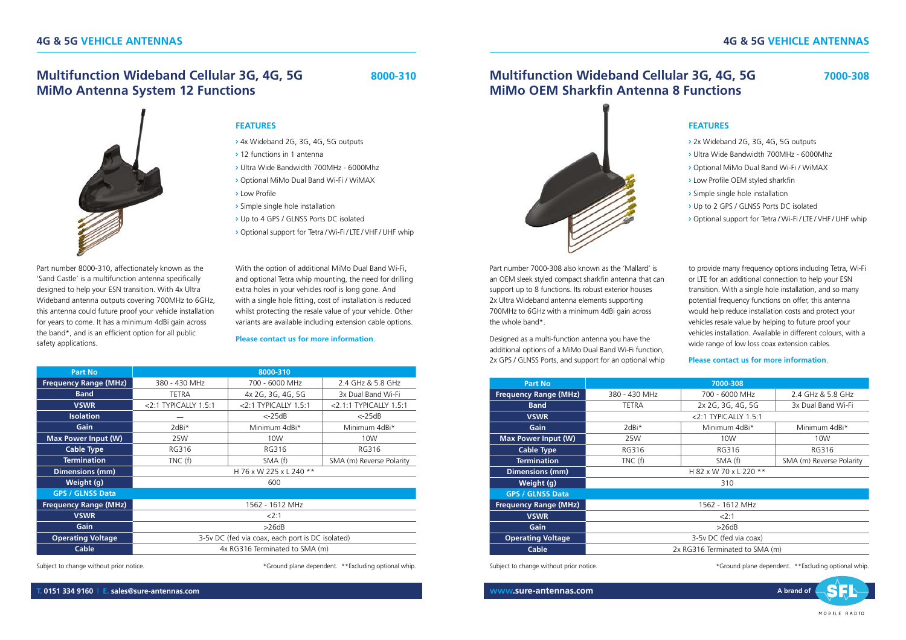## Multifunction Wideband Cellular 3G, 4G, 5G MiMo Antenna System 12 Functions

**8000-310**

### FEATURES

- › 4x Wideband 2G, 3G, 4G, 5G outputs
- › 12 functions in 1 antenna
- › Ultra Wide Bandwidth 700MHz - 6000Mhz
- › Optional MiMo Dual Band Wi-Fi / WiMAX
- › Low Profile
- › Simple single hole installation
- › Up to 4 GPS / GLNSS Ports DC isolated
- › Optional support for Tetra / Wi-Fi / LTE / VHF / UHF whip

Part number 8000-310, affectionately known as the 'Sand Castle' is a multifunction antenna specifically designed to help your ESN transition. With 4x Ultra Wideband antenna outputs covering 700MHz to 6GHz, this antenna could future proof your vehicle installation for years to come. It has a minimum 4dBi gain across the band*, and is an efficient option for all public safety applications.

With the option of additional MiMo Dual Band Wi-Fi, and optional Tetra whip mounting, the need for drilling extra holes in your vehicles roof is long gone. And with a single hole fitting, cost of installation is reduced whilst protecting the resale value of your vehicle. Other variants are available including extension cable options.

**Please contact us for more information.**

| Part No | 8000-310 | | |
|---|---|---|---|
| Frequency Range (MHz) | 380 - 430 MHz | 700 - 6000 MHz | 2.4 GHz & 5.8 GHz |
| Band | TETRA | 4x 2G, 3G, 4G, 5G | 3x Dual Band Wi-Fi |
| VSWR | <2:1 TYPICALLY 1.5:1 | <2:1 TYPICALLY 1.5:1 | <2.1:1 TYPICALLY 1.5:1 |
| Isolation | — | <-25dB | <-25dB |
| Gain | 2dBi* | Minimum 4dBi* | Minimum 4dBi* |
| Max Power Input (W) | 25W | 10W | 10W |
| Cable Type | RG316 | RG316 | RG316 |
| Termination | TNC (f) | SMA (f) | SMA (m) Reverse Polarity |
| Dimensions (mm) | H 76 x W 225 x L 240 ** | | |
| Weight (g) | 600 | | |
| GPS / GLNSS Data | | | |
| Frequency Range (MHz) | 1562 - 1612 MHz | | |
| VSWR | <2:1 | | |
| Gain | >26dB | | |
| Operating Voltage | 3-5v DC (fed via coax, each port is DC isolated) | | |
| Cable | 4x RG316 Terminated to SMA (m) | | |

Subject to change without prior notice.

*Ground plane dependent. **Excluding optional whip.

## Multifunction Wideband Cellular 3G, 4G, 5G MiMo OEM Sharkfin Antenna 8 Functions

**7000-308**

### FEATURES

- › 2x Wideband 2G, 3G, 4G, 5G outputs
- › Ultra Wide Bandwidth 700MHz - 6000Mhz
- › Optional MiMo Dual Band Wi-Fi / WiMAX
- › Low Profile OEM styled sharkfin
- › Simple single hole installation
- › Up to 2 GPS / GLNSS Ports DC isolated
- › Optional support for Tetra / Wi-Fi / LTE / VHF / UHF whip

Part number 7000-308 also known as the 'Mallard' is an OEM sleek styled compact sharkfin antenna that can support up to 8 functions. Its robust exterior houses 2x Ultra Wideband antenna elements supporting 700MHz to 6GHz with a minimum 4dBi gain across the whole band*.

Designed as a multi-function antenna you have the additional options of a MiMo Dual Band Wi-Fi function, 2x GPS / GLNSS Ports, and support for an optional whip to provide many frequency options including Tetra, Wi-Fi or LTE for an additional connection to help your ESN transition. With a single hole installation, and so many potential frequency functions on offer, this antenna would help reduce installation costs and protect your vehicles resale value by helping to future proof your vehicles installation. Available in different colours, with a wide range of low loss coax extension cables.

**Please contact us for more information.**

| Part No | 7000-308 | | |
|---|---|---|---|
| Frequency Range (MHz) | 380 - 430 MHz | 700 - 6000 MHz | 2.4 GHz & 5.8 GHz |
| Band | TETRA | 2x 2G, 3G, 4G, 5G | 3x Dual Band Wi-Fi |
| VSWR | <2:1 TYPICALLY 1.5:1 | | |
| Gain | 2dBi* | Minimum 4dBi* | Minimum 4dBi* |
| Max Power Input (W) | 25W | 10W | 10W |
| Cable Type | RG316 | RG316 | RG316 |
| Termination | TNC (f) | SMA (f) | SMA (m) Reverse Polarity |
| Dimensions (mm) | H 82 x W 70 x L 220 ** | | |
| Weight (g) | 310 | | |
| GPS / GLNSS Data | | | |
| Frequency Range (MHz) | 1562 - 1612 MHz | | |
| VSWR | <2:1 | | |
| Gain | >26dB | | |
| Operating Voltage | 3-5v DC (fed via coax) | | |
| Cable | 2x RG316 Terminated to SMA (m) | | |

Subject to change without prior notice.

*Ground plane dependent. **Excluding optional whip.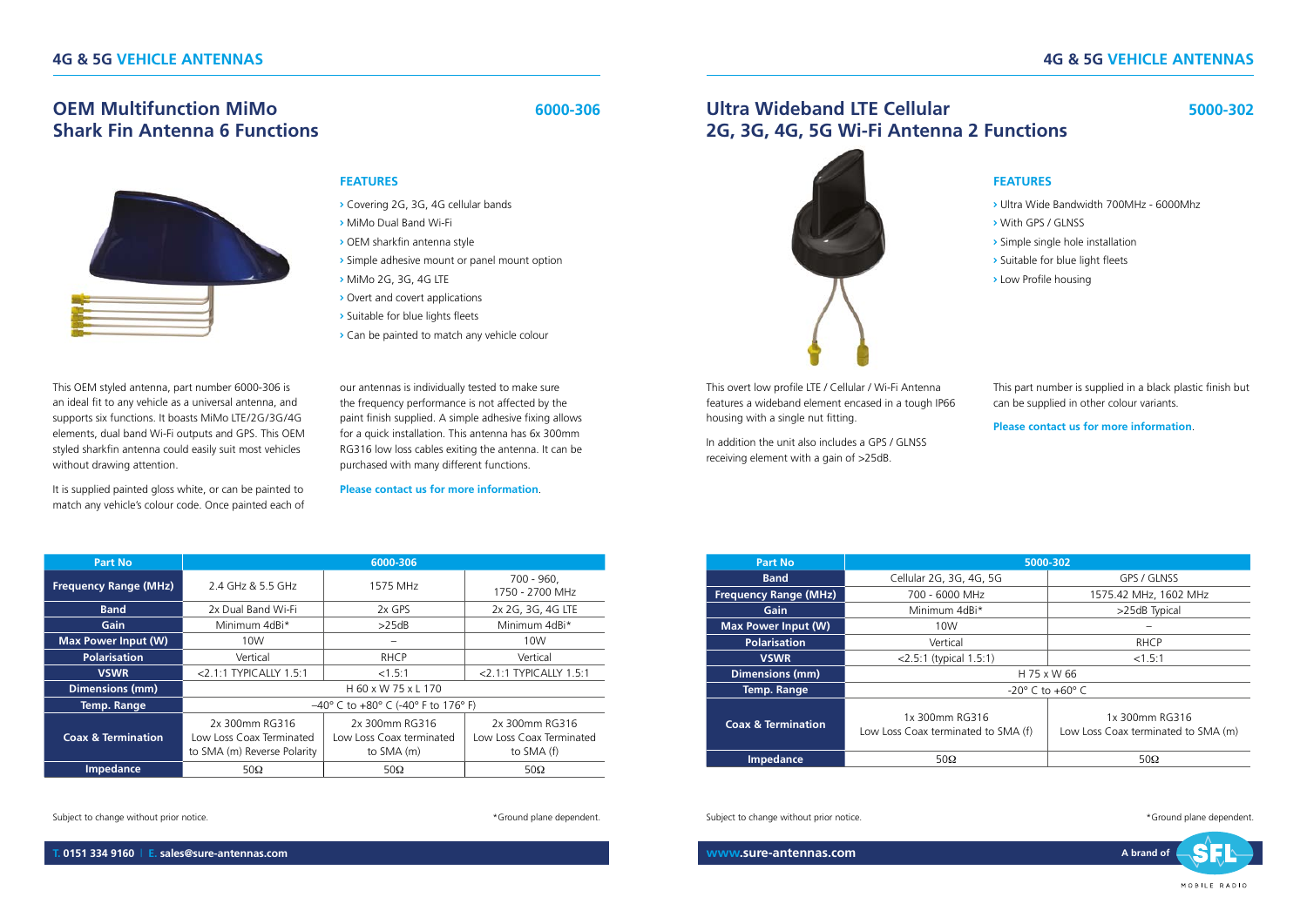## OEM Multifunction MiMo Shark Fin Antenna 6 Functions

**6000-306**

### FEATURES

- Covering 2G, 3G, 4G cellular bands
- MiMo Dual Band Wi-Fi
- OEM sharkfin antenna style
- Simple adhesive mount or panel mount option
- MiMo 2G, 3G, 4G LTE
- Overt and covert applications
- Suitable for blue lights fleets
- Can be painted to match any vehicle colour

This OEM styled antenna, part number 6000-306 is an ideal fit to any vehicle as a universal antenna, and supports six functions. It boasts MiMo LTE/2G/3G/4G elements, dual band Wi-Fi outputs and GPS. This OEM styled sharkfin antenna could easily suit most vehicles without drawing attention.

It is supplied painted gloss white, or can be painted to match any vehicle's colour code. Once painted each of our antennas is individually tested to make sure the frequency performance is not affected by the paint finish supplied. A simple adhesive fixing allows for a quick installation. This antenna has 6x 300mm RG316 low loss cables exiting the antenna. It can be purchased with many different functions.

**Please contact us for more information.**

| Part No | 6000-306 | | |
|---|---|---|---|
| Frequency Range (MHz) | 2.4 GHz & 5.5 GHz | 1575 MHz | 700 - 960, 1750 - 2700 MHz |
| Band | 2x Dual Band Wi-Fi | 2x GPS | 2x 2G, 3G, 4G LTE |
| Gain | Minimum 4dBi* | >25dB | Minimum 4dBi* |
| Max Power Input (W) | 10W | – | 10W |
| Polarisation | Vertical | RHCP | Vertical |
| VSWR | <2.1:1 TYPICALLY 1.5:1 | <1.5:1 | <2.1:1 TYPICALLY 1.5:1 |
| Dimensions (mm) | H 60 x W 75 x L 170 | | |
| Temp. Range | –40° C to +80° C (-40° F to 176° F) | | |
| Coax & Termination | 2x 300mm RG316 Low Loss Coax Terminated to SMA (m) Reverse Polarity | 2x 300mm RG316 Low Loss Coax terminated to SMA (m) | 2x 300mm RG316 Low Loss Coax Terminated to SMA (f) |
| Impedance | 50Ω | 50Ω | 50Ω |

Subject to change without prior notice.

*Ground plane dependent.

## Ultra Wideband LTE Cellular 2G, 3G, 4G, 5G Wi-Fi Antenna 2 Functions

**5000-302**

### FEATURES

- Ultra Wide Bandwidth 700MHz - 6000Mhz
- With GPS / GLNSS
- Simple single hole installation
- Suitable for blue light fleets
- Low Profile housing

This overt low profile LTE / Cellular / Wi-Fi Antenna features a wideband element encased in a tough IP66 housing with a single nut fitting.

In addition the unit also includes a GPS / GLNSS receiving element with a gain of >25dB.

This part number is supplied in a black plastic finish but can be supplied in other colour variants.

**Please contact us for more information.**

| Part No | 5000-302 | |
|---|---|---|
| Band | Cellular 2G, 3G, 4G, 5G | GPS / GLNSS |
| Frequency Range (MHz) | 700 - 6000 MHz | 1575.42 MHz, 1602 MHz |
| Gain | Minimum 4dBi* | >25dB Typical |
| Max Power Input (W) | 10W | – |
| Polarisation | Vertical | RHCP |
| VSWR | <2.5:1 (typical 1.5:1) | <1.5:1 |
| Dimensions (mm) | H 75 x W 66 | |
| Temp. Range | -20° C to +60° C | |
| Coax & Termination | 1x 300mm RG316 Low Loss Coax terminated to SMA (f) | 1x 300mm RG316 Low Loss Coax terminated to SMA (m) |
| Impedance | 50Ω | 50Ω |

Subject to change without prior notice.

*Ground plane dependent.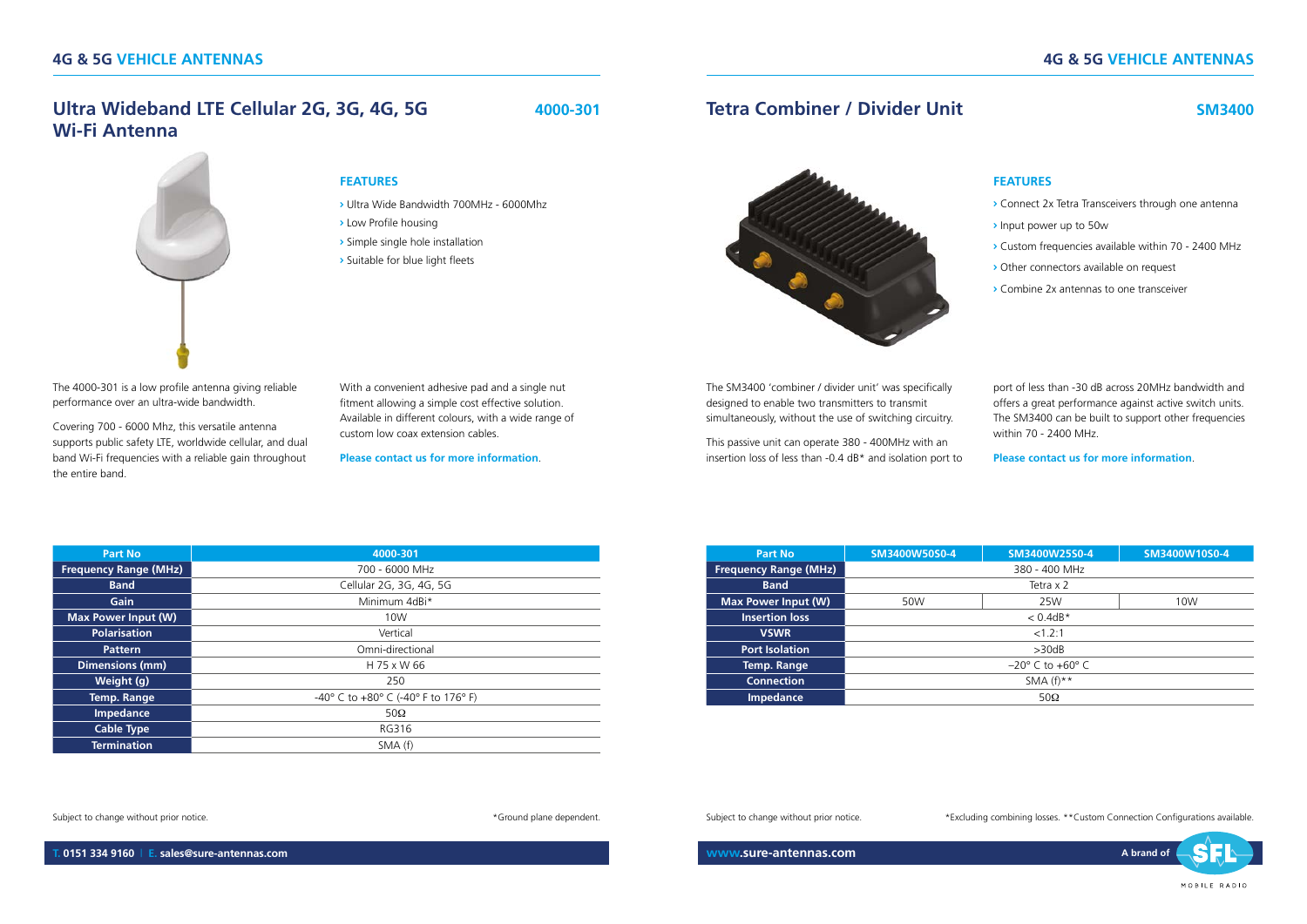## Ultra Wideband LTE Cellular 2G, 3G, 4G, 5G Wi-Fi Antenna

**4000-301**

### FEATURES

- › Ultra Wide Bandwidth 700MHz - 6000Mhz
- › Low Profile housing
- › Simple single hole installation
- › Suitable for blue light fleets

The 4000-301 is a low profile antenna giving reliable performance over an ultra-wide bandwidth.

Covering 700 - 6000 Mhz, this versatile antenna supports public safety LTE, worldwide cellular, and dual band Wi-Fi frequencies with a reliable gain throughout the entire band.

With a convenient adhesive pad and a single nut fitment allowing a simple cost effective solution. Available in different colours, with a wide range of custom low coax extension cables.

**Please contact us for more information.**

| Part No | 4000-301 |
|---|---|
| Frequency Range (MHz) | 700 - 6000 MHz |
| Band | Cellular 2G, 3G, 4G, 5G |
| Gain | Minimum 4dBi* |
| Max Power Input (W) | 10W |
| Polarisation | Vertical |
| Pattern | Omni-directional |
| Dimensions (mm) | H 75 x W 66 |
| Weight (g) | 250 |
| Temp. Range | -40° C to +80° C (-40° F to 176° F) |
| Impedance | 50Ω |
| Cable Type | RG316 |
| Termination | SMA (f) |

Subject to change without prior notice.

*Ground plane dependent.

## Tetra Combiner / Divider Unit

**SM3400**

### FEATURES

- › Connect 2x Tetra Transceivers through one antenna
- › Input power up to 50w
- › Custom frequencies available within 70 - 2400 MHz
- › Other connectors available on request
- › Combine 2x antennas to one transceiver

The SM3400 'combiner / divider unit' was specifically designed to enable two transmitters to transmit simultaneously, without the use of switching circuitry.

This passive unit can operate 380 - 400MHz with an insertion loss of less than -0.4 dB* and isolation port to port of less than -30 dB across 20MHz bandwidth and offers a great performance against active switch units. The SM3400 can be built to support other frequencies within 70 - 2400 MHz.

**Please contact us for more information.**

| Part No | SM3400W50S0-4 | SM3400W25S0-4 | SM3400W10S0-4 |
|---|---|---|---|
| Frequency Range (MHz) | 380 - 400 MHz | | |
| Band | Tetra x 2 | | |
| Max Power Input (W) | 50W | 25W | 10W |
| Insertion loss | < 0.4dB* | | |
| VSWR | <1.2:1 | | |
| Port Isolation | >30dB | | |
| Temp. Range | –20° C to +60° C | | |
| Connection | SMA (f)** | | |
| Impedance | 50Ω | | |

Subject to change without prior notice.

*Excluding combining losses. **Custom Connection Configurations available.

T. 0151 334 9160 | E. sales@sure-antennas.com

www.sure-antennas.com

A brand of SFL MOBILE RADIO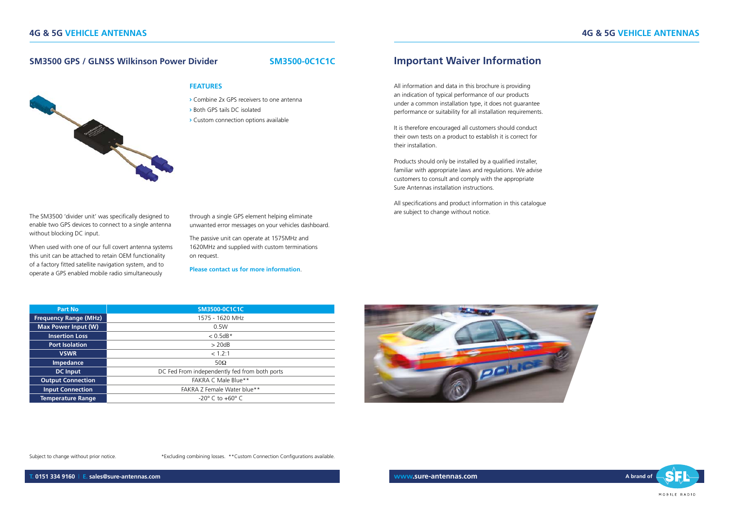## SM3500 GPS / GLNSS Wilkinson Power Divider

**SM3500-0C1C1C**

### FEATURES

- Combine 2x GPS receivers to one antenna
- Both GPS tails DC isolated
- Custom connection options available

The SM3500 'divider unit' was specifically designed to enable two GPS devices to connect to a single antenna without blocking DC input.

When used with one of our full covert antenna systems this unit can be attached to retain OEM functionality of a factory fitted satellite navigation system, and to operate a GPS enabled mobile radio simultaneously through a single GPS element helping eliminate unwanted error messages on your vehicles dashboard.

The passive unit can operate at 1575MHz and 1620MHz and supplied with custom terminations on request.

**Please contact us for more information**.

| Part No | SM3500-0C1C1C |
|---|---|
| Frequency Range (MHz) | 1575 - 1620 MHz |
| Max Power Input (W) | 0.5W |
| Insertion Loss | < 0.5dB* |
| Port Isolation | > 20dB |
| VSWR | < 1.2:1 |
| Impedance | 50Ω |
| DC Input | DC Fed From independently fed from both ports |
| Output Connection | FAKRA C Male Blue** |
| Input Connection | FAKRA Z Female Water blue** |
| Temperature Range | -20° C to +60° C |

Subject to change without prior notice.

*Excluding combining losses. **Custom Connection Configurations available.

## Important Waiver Information

All information and data in this brochure is providing an indication of typical performance of our products under a common installation type, it does not guarantee performance or suitability for all installation requirements.

It is therefore encouraged all customers should conduct their own tests on a product to establish it is correct for their installation.

Products should only be installed by a qualified installer, familiar with appropriate laws and regulations. We advise customers to consult and comply with the appropriate Sure Antennas installation instructions.

All specifications and product information in this catalogue are subject to change without notice.

T. 0151 334 9160 | E. sales@sure-antennas.com

www.sure-antennas.com

A brand of SFL MOBILE RADIO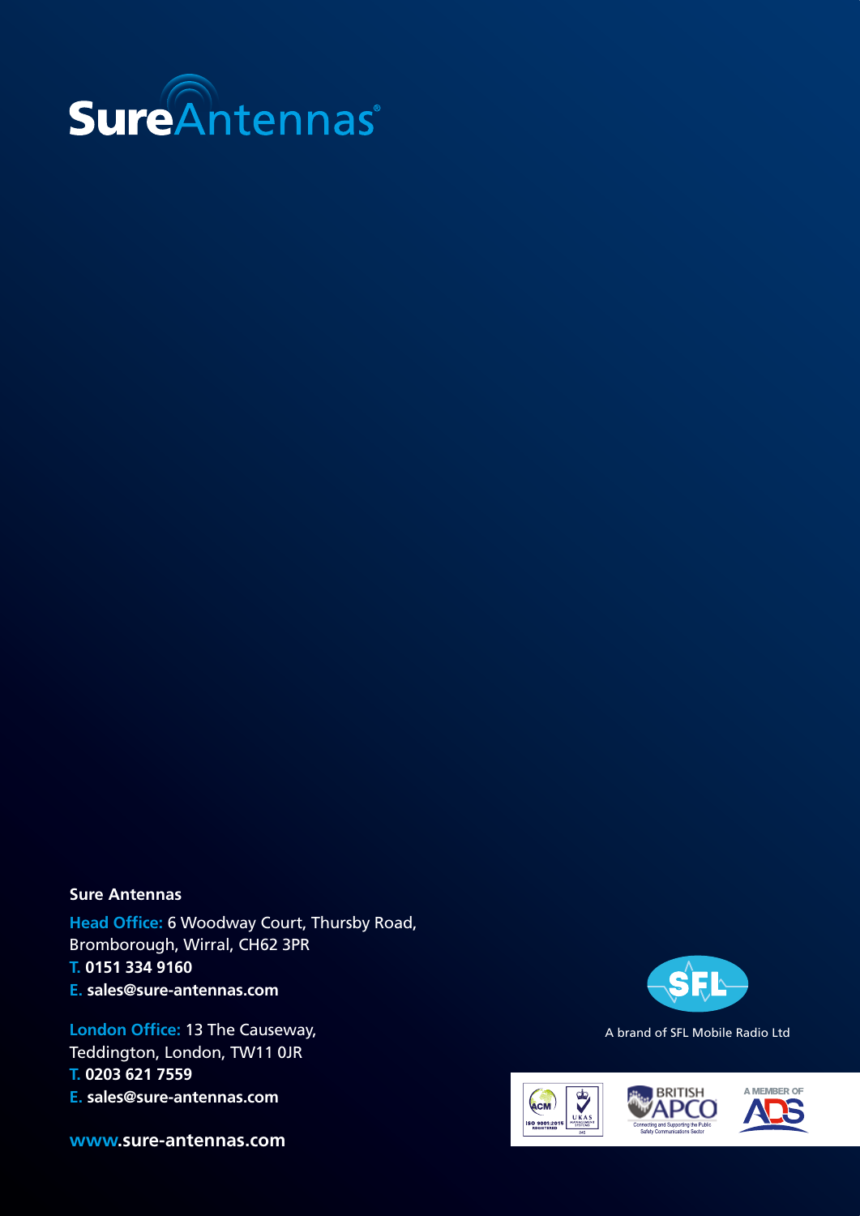SureAntennas®

**Sure Antennas**

**Head Office:** 6 Woodway Court, Thursby Road,
Bromborough, Wirral, CH62 3PR
**T. 0151 334 9160**
**E. sales@sure-antennas.com**

**London Office:** 13 The Causeway,
Teddington, London, TW11 0JR
**T. 0203 621 7559**
**E. sales@sure-antennas.com**

**www.sure-antennas.com**

A brand of SFL Mobile Radio Ltd